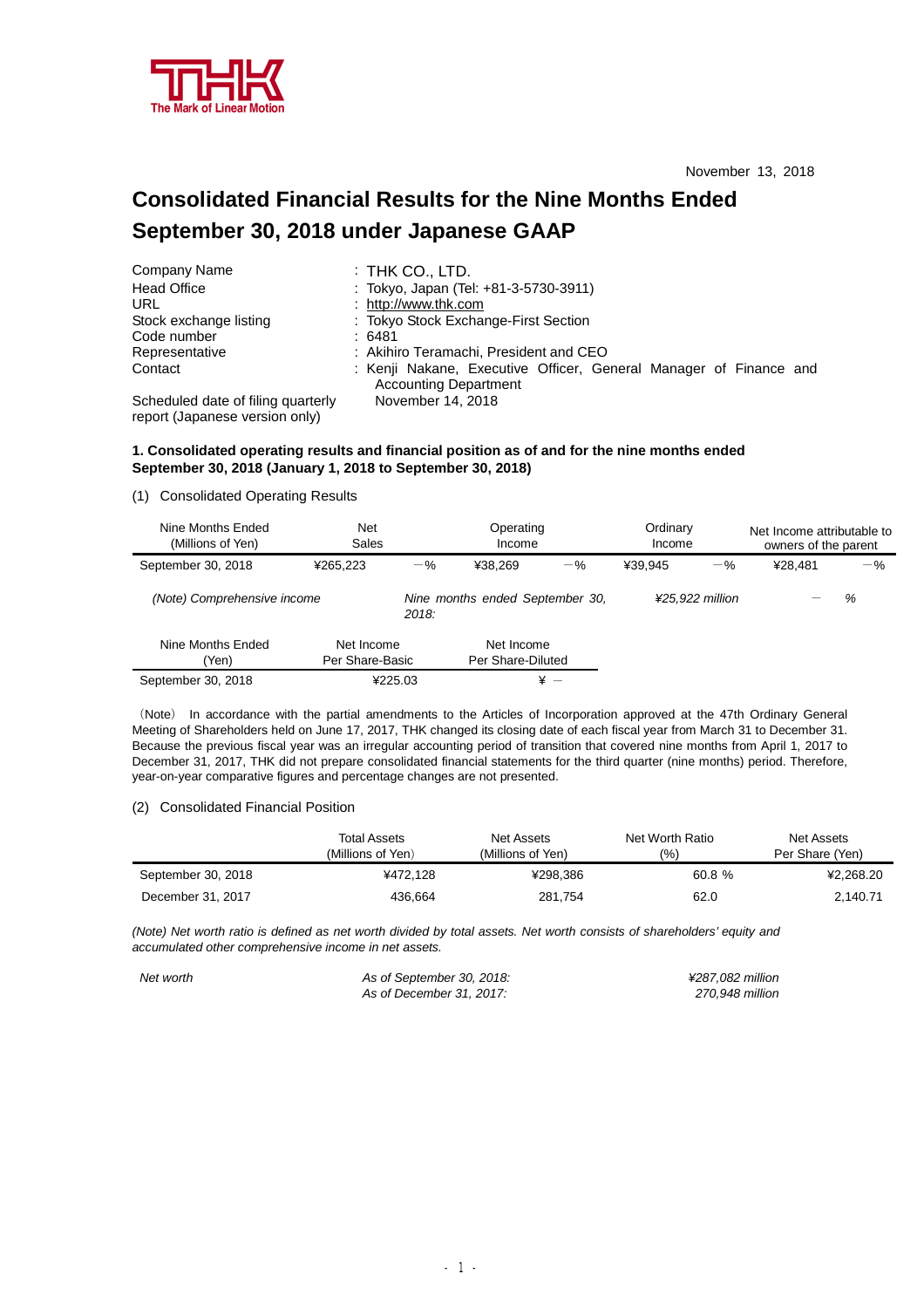THK
The Mark of Linear Motion

November 13, 2018

# Consolidated Financial Results for the Nine Months Ended September 30, 2018 under Japanese GAAP

| | |
|---|---|
| Company Name | : THK CO., LTD. |
| Head Office | : Tokyo, Japan (Tel: +81-3-5730-3911) |
| URL | : http://www.thk.com |
| Stock exchange listing | : Tokyo Stock Exchange-First Section |
| Code number | : 6481 |
| Representative | : Akihiro Teramachi, President and CEO |
| Contact | : Kenji Nakane, Executive Officer, General Manager of Finance and Accounting Department |
| Scheduled date of filing quarterly report (Japanese version only) | November 14, 2018 |

**1. Consolidated operating results and financial position as of and for the nine months ended September 30, 2018 (January 1, 2018 to September 30, 2018)**

(1) Consolidated Operating Results

| Nine Months Ended (Millions of Yen) | Net Sales | | Operating Income | | Ordinary Income | | Net Income attributable to owners of the parent | |
|---|---|---|---|---|---|---|---|---|
| September 30, 2018 | ¥265,223 | －% | ¥38,269 | －% | ¥39,945 | －% | ¥28,481 | －% |

*(Note) Comprehensive income Nine months ended September 30, 2018: ¥25,922 million － %*

| Nine Months Ended (Yen) | Net Income Per Share-Basic | Net Income Per Share-Diluted |
|---|---|---|
| September 30, 2018 | ¥225.03 | ¥ － |

(Note) In accordance with the partial amendments to the Articles of Incorporation approved at the 47th Ordinary General Meeting of Shareholders held on June 17, 2017, THK changed its closing date of each fiscal year from March 31 to December 31. Because the previous fiscal year was an irregular accounting period of transition that covered nine months from April 1, 2017 to December 31, 2017, THK did not prepare consolidated financial statements for the third quarter (nine months) period. Therefore, year-on-year comparative figures and percentage changes are not presented.

(2) Consolidated Financial Position

| | Total Assets (Millions of Yen) | Net Assets (Millions of Yen) | Net Worth Ratio (%) | Net Assets Per Share (Yen) |
|---|---|---|---|---|
| September 30, 2018 | ¥472,128 | ¥298,386 | 60.8 % | ¥2,268.20 |
| December 31, 2017 | 436,664 | 281,754 | 62.0 | 2,140.71 |

*(Note) Net worth ratio is defined as net worth divided by total assets. Net worth consists of shareholders' equity and accumulated other comprehensive income in net assets.*

| | | |
|---|---|---|
| *Net worth* | *As of September 30, 2018:* | *¥287,082 million* |
| | *As of December 31, 2017:* | *270,948 million* |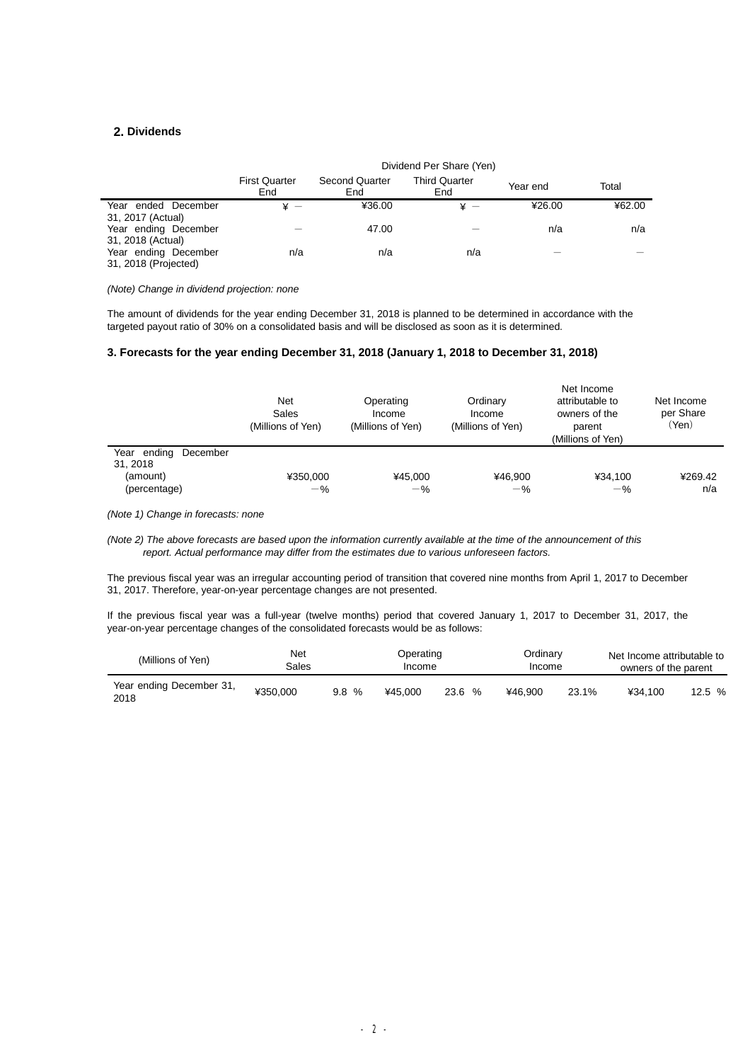## 2. Dividends

| | Dividend Per Share (Yen) | | | | |
|---|---|---|---|---|---|
| | First Quarter End | Second Quarter End | Third Quarter End | Year end | Total |
| Year ended December 31, 2017 (Actual) | ¥ － | ¥36.00 | ¥ － | ¥26.00 | ¥62.00 |
| Year ending December 31, 2018 (Actual) | － | 47.00 | － | n/a | n/a |
| Year ending December 31, 2018 (Projected) | n/a | n/a | n/a | － | － |

*(Note) Change in dividend projection: none*

The amount of dividends for the year ending December 31, 2018 is planned to be determined in accordance with the targeted payout ratio of 30% on a consolidated basis and will be disclosed as soon as it is determined.

## 3. Forecasts for the year ending December 31, 2018 (January 1, 2018 to December 31, 2018)

| | Net Sales (Millions of Yen) | Operating Income (Millions of Yen) | Ordinary Income (Millions of Yen) | Net Income attributable to owners of the parent (Millions of Yen) | Net Income per Share (Yen) |
|---|---|---|---|---|---|
| Year ending December 31, 2018 | | | | | |
| (amount) | ¥350,000 | ¥45,000 | ¥46,900 | ¥34,100 | ¥269.42 |
| (percentage) | －% | －% | －% | －% | n/a |

*(Note 1) Change in forecasts: none*

*(Note 2) The above forecasts are based upon the information currently available at the time of the announcement of this report. Actual performance may differ from the estimates due to various unforeseen factors.*

The previous fiscal year was an irregular accounting period of transition that covered nine months from April 1, 2017 to December 31, 2017. Therefore, year-on-year percentage changes are not presented.

If the previous fiscal year was a full-year (twelve months) period that covered January 1, 2017 to December 31, 2017, the year-on-year percentage changes of the consolidated forecasts would be as follows:

| (Millions of Yen) | Net Sales | | Operating Income | | Ordinary Income | | Net Income attributable to owners of the parent | |
|---|---|---|---|---|---|---|---|---|
| Year ending December 31, 2018 | ¥350,000 | 9.8 % | ¥45,000 | 23.6 % | ¥46,900 | 23.1% | ¥34,100 | 12.5 % |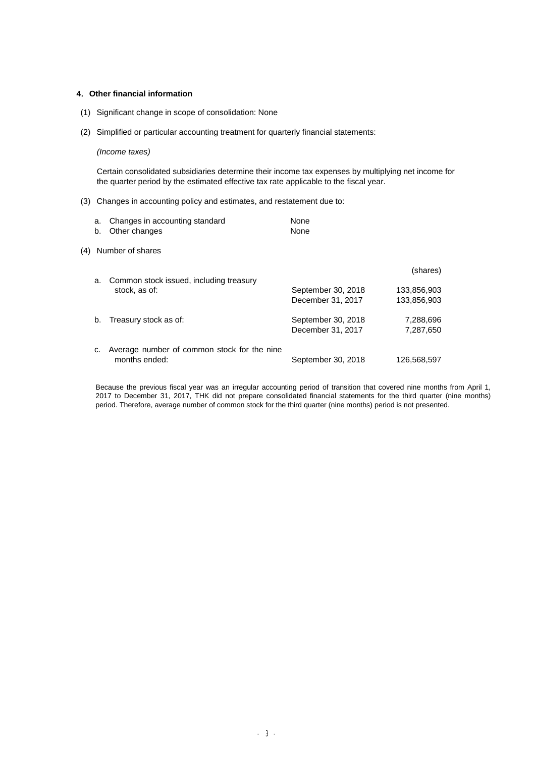## 4. Other financial information

(1) Significant change in scope of consolidation: None

(2) Simplified or particular accounting treatment for quarterly financial statements:

*(Income taxes)*

Certain consolidated subsidiaries determine their income tax expenses by multiplying net income for the quarter period by the estimated effective tax rate applicable to the fiscal year.

(3) Changes in accounting policy and estimates, and restatement due to:

| | |
|---|---|
| a. Changes in accounting standard | None |
| b. Other changes | None |

(4) Number of shares

| | | (shares) |
|---|---|---|
| a. Common stock issued, including treasury stock, as of: | September 30, 2018 | 133,856,903 |
| | December 31, 2017 | 133,856,903 |
| b. Treasury stock as of: | September 30, 2018 | 7,288,696 |
| | December 31, 2017 | 7,287,650 |
| c. Average number of common stock for the nine months ended: | September 30, 2018 | 126,568,597 |

Because the previous fiscal year was an irregular accounting period of transition that covered nine months from April 1, 2017 to December 31, 2017, THK did not prepare consolidated financial statements for the third quarter (nine months) period. Therefore, average number of common stock for the third quarter (nine months) period is not presented.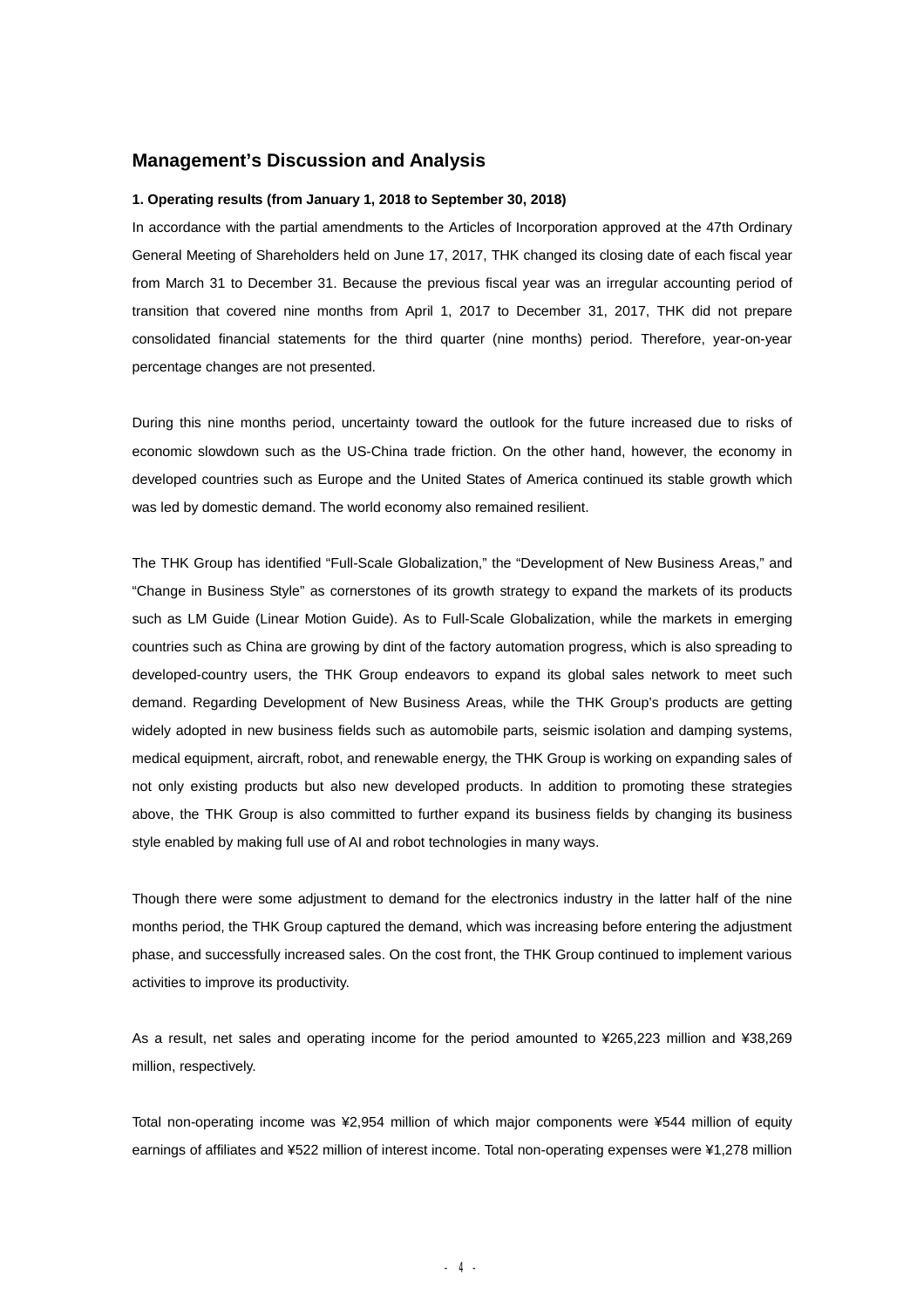## Management's Discussion and Analysis

**1. Operating results (from January 1, 2018 to September 30, 2018)**

In accordance with the partial amendments to the Articles of Incorporation approved at the 47th Ordinary General Meeting of Shareholders held on June 17, 2017, THK changed its closing date of each fiscal year from March 31 to December 31. Because the previous fiscal year was an irregular accounting period of transition that covered nine months from April 1, 2017 to December 31, 2017, THK did not prepare consolidated financial statements for the third quarter (nine months) period. Therefore, year-on-year percentage changes are not presented.

During this nine months period, uncertainty toward the outlook for the future increased due to risks of economic slowdown such as the US-China trade friction. On the other hand, however, the economy in developed countries such as Europe and the United States of America continued its stable growth which was led by domestic demand. The world economy also remained resilient.

The THK Group has identified "Full-Scale Globalization," the "Development of New Business Areas," and "Change in Business Style" as cornerstones of its growth strategy to expand the markets of its products such as LM Guide (Linear Motion Guide). As to Full-Scale Globalization, while the markets in emerging countries such as China are growing by dint of the factory automation progress, which is also spreading to developed-country users, the THK Group endeavors to expand its global sales network to meet such demand. Regarding Development of New Business Areas, while the THK Group's products are getting widely adopted in new business fields such as automobile parts, seismic isolation and damping systems, medical equipment, aircraft, robot, and renewable energy, the THK Group is working on expanding sales of not only existing products but also new developed products. In addition to promoting these strategies above, the THK Group is also committed to further expand its business fields by changing its business style enabled by making full use of AI and robot technologies in many ways.

Though there were some adjustment to demand for the electronics industry in the latter half of the nine months period, the THK Group captured the demand, which was increasing before entering the adjustment phase, and successfully increased sales. On the cost front, the THK Group continued to implement various activities to improve its productivity.

As a result, net sales and operating income for the period amounted to ¥265,223 million and ¥38,269 million, respectively.

Total non-operating income was ¥2,954 million of which major components were ¥544 million of equity earnings of affiliates and ¥522 million of interest income. Total non-operating expenses were ¥1,278 million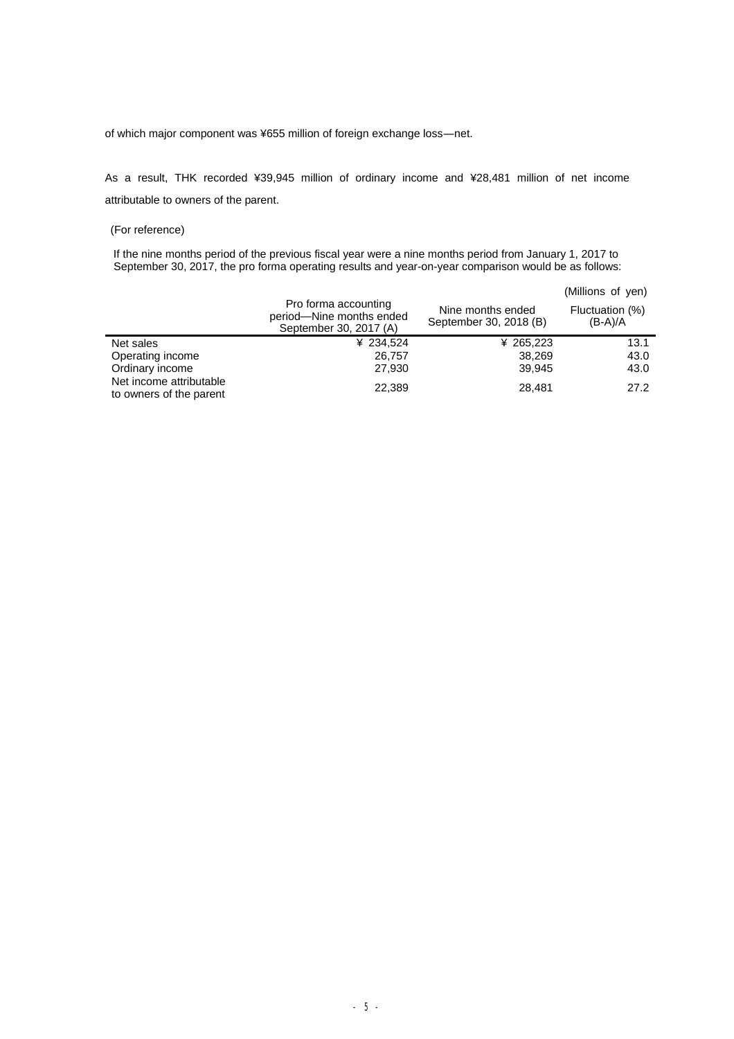of which major component was ¥655 million of foreign exchange loss—net.

As a result, THK recorded ¥39,945 million of ordinary income and ¥28,481 million of net income attributable to owners of the parent.

(For reference)

If the nine months period of the previous fiscal year were a nine months period from January 1, 2017 to September 30, 2017, the pro forma operating results and year-on-year comparison would be as follows:

(Millions of yen)

| | Pro forma accounting period—Nine months ended September 30, 2017 (A) | Nine months ended September 30, 2018 (B) | Fluctuation (%) (B-A)/A |
|---|---|---|---|
| Net sales | ¥ 234,524 | ¥ 265,223 | 13.1 |
| Operating income | 26,757 | 38,269 | 43.0 |
| Ordinary income | 27,930 | 39,945 | 43.0 |
| Net income attributable to owners of the parent | 22,389 | 28,481 | 27.2 |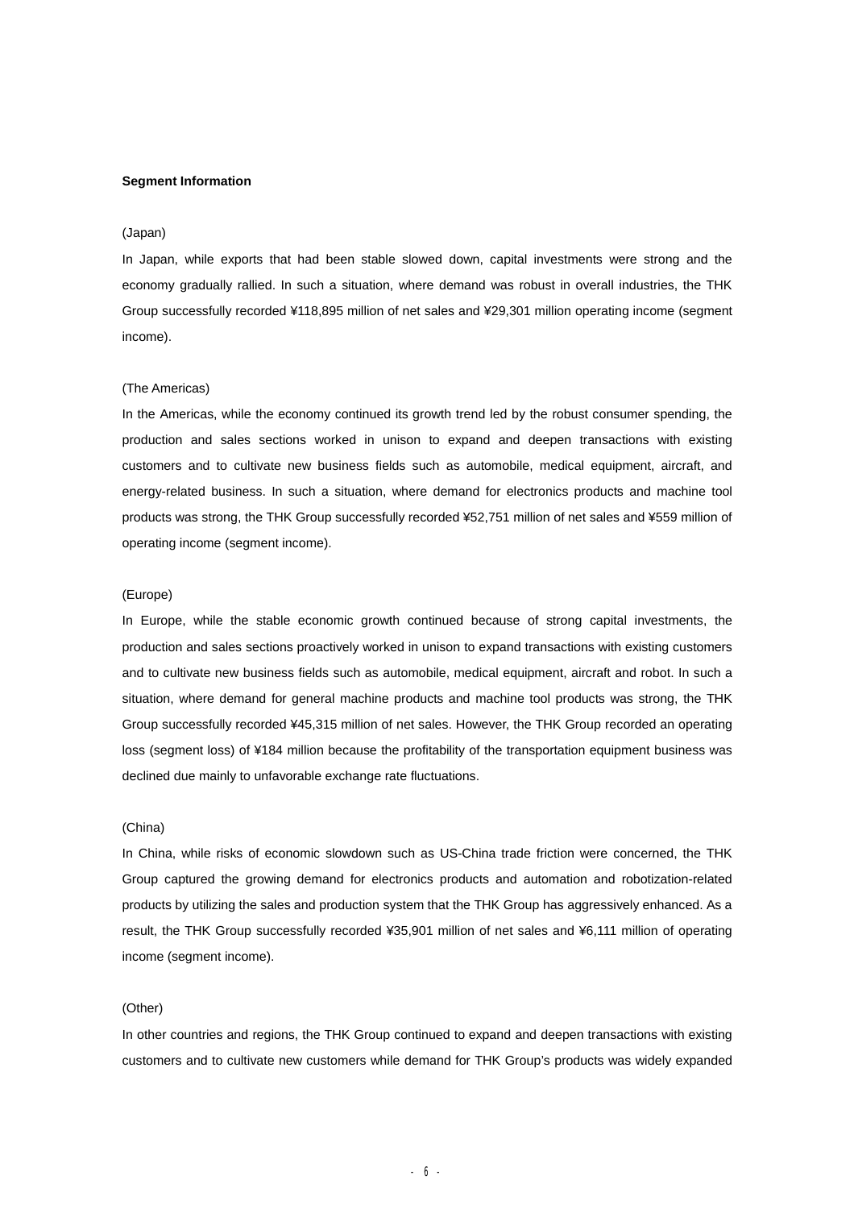**Segment Information**

(Japan)

In Japan, while exports that had been stable slowed down, capital investments were strong and the economy gradually rallied. In such a situation, where demand was robust in overall industries, the THK Group successfully recorded ¥118,895 million of net sales and ¥29,301 million operating income (segment income).

(The Americas)

In the Americas, while the economy continued its growth trend led by the robust consumer spending, the production and sales sections worked in unison to expand and deepen transactions with existing customers and to cultivate new business fields such as automobile, medical equipment, aircraft, and energy-related business. In such a situation, where demand for electronics products and machine tool products was strong, the THK Group successfully recorded ¥52,751 million of net sales and ¥559 million of operating income (segment income).

(Europe)

In Europe, while the stable economic growth continued because of strong capital investments, the production and sales sections proactively worked in unison to expand transactions with existing customers and to cultivate new business fields such as automobile, medical equipment, aircraft and robot. In such a situation, where demand for general machine products and machine tool products was strong, the THK Group successfully recorded ¥45,315 million of net sales. However, the THK Group recorded an operating loss (segment loss) of ¥184 million because the profitability of the transportation equipment business was declined due mainly to unfavorable exchange rate fluctuations.

(China)

In China, while risks of economic slowdown such as US-China trade friction were concerned, the THK Group captured the growing demand for electronics products and automation and robotization-related products by utilizing the sales and production system that the THK Group has aggressively enhanced. As a result, the THK Group successfully recorded ¥35,901 million of net sales and ¥6,111 million of operating income (segment income).

(Other)

In other countries and regions, the THK Group continued to expand and deepen transactions with existing customers and to cultivate new customers while demand for THK Group's products was widely expanded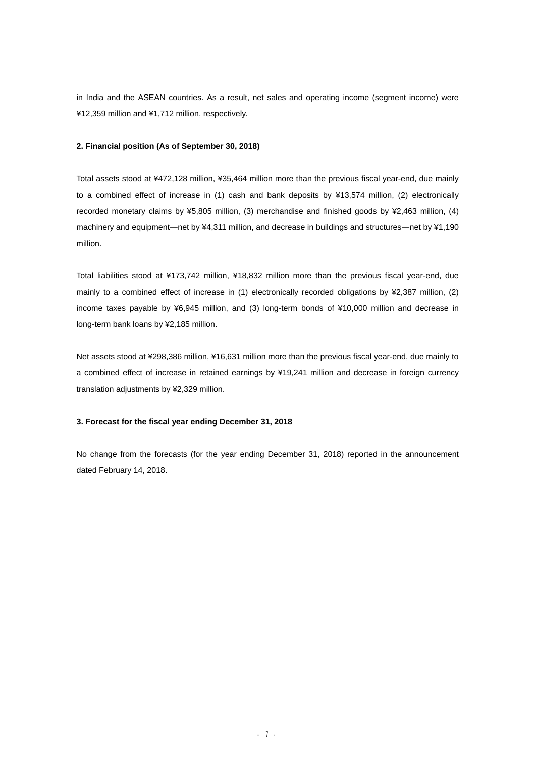in India and the ASEAN countries. As a result, net sales and operating income (segment income) were ¥12,359 million and ¥1,712 million, respectively.

**2. Financial position (As of September 30, 2018)**

Total assets stood at ¥472,128 million, ¥35,464 million more than the previous fiscal year-end, due mainly to a combined effect of increase in (1) cash and bank deposits by ¥13,574 million, (2) electronically recorded monetary claims by ¥5,805 million, (3) merchandise and finished goods by ¥2,463 million, (4) machinery and equipment—net by ¥4,311 million, and decrease in buildings and structures—net by ¥1,190 million.

Total liabilities stood at ¥173,742 million, ¥18,832 million more than the previous fiscal year-end, due mainly to a combined effect of increase in (1) electronically recorded obligations by ¥2,387 million, (2) income taxes payable by ¥6,945 million, and (3) long-term bonds of ¥10,000 million and decrease in long-term bank loans by ¥2,185 million.

Net assets stood at ¥298,386 million, ¥16,631 million more than the previous fiscal year-end, due mainly to a combined effect of increase in retained earnings by ¥19,241 million and decrease in foreign currency translation adjustments by ¥2,329 million.

**3. Forecast for the fiscal year ending December 31, 2018**

No change from the forecasts (for the year ending December 31, 2018) reported in the announcement dated February 14, 2018.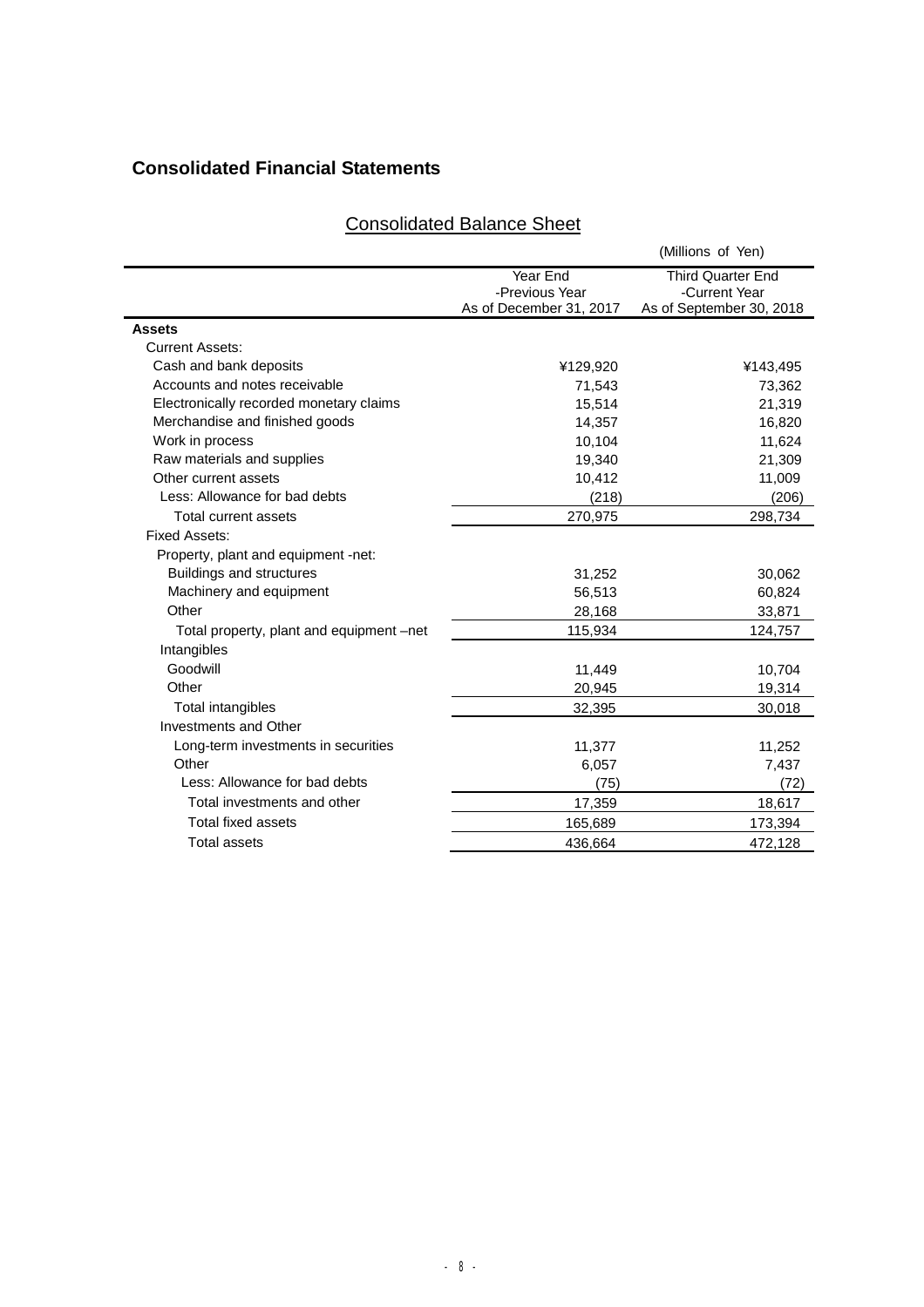## Consolidated Financial Statements

### Consolidated Balance Sheet

(Millions of Yen)

| | Year End -Previous Year As of December 31, 2017 | Third Quarter End -Current Year As of September 30, 2018 |
|---|---|---|
| **Assets** | | |
| Current Assets: | | |
| Cash and bank deposits | ¥129,920 | ¥143,495 |
| Accounts and notes receivable | 71,543 | 73,362 |
| Electronically recorded monetary claims | 15,514 | 21,319 |
| Merchandise and finished goods | 14,357 | 16,820 |
| Work in process | 10,104 | 11,624 |
| Raw materials and supplies | 19,340 | 21,309 |
| Other current assets | 10,412 | 11,009 |
| Less: Allowance for bad debts | (218) | (206) |
| Total current assets | 270,975 | 298,734 |
| Fixed Assets: | | |
| Property, plant and equipment -net: | | |
| Buildings and structures | 31,252 | 30,062 |
| Machinery and equipment | 56,513 | 60,824 |
| Other | 28,168 | 33,871 |
| Total property, plant and equipment –net | 115,934 | 124,757 |
| Intangibles | | |
| Goodwill | 11,449 | 10,704 |
| Other | 20,945 | 19,314 |
| Total intangibles | 32,395 | 30,018 |
| Investments and Other | | |
| Long-term investments in securities | 11,377 | 11,252 |
| Other | 6,057 | 7,437 |
| Less: Allowance for bad debts | (75) | (72) |
| Total investments and other | 17,359 | 18,617 |
| Total fixed assets | 165,689 | 173,394 |
| Total assets | 436,664 | 472,128 |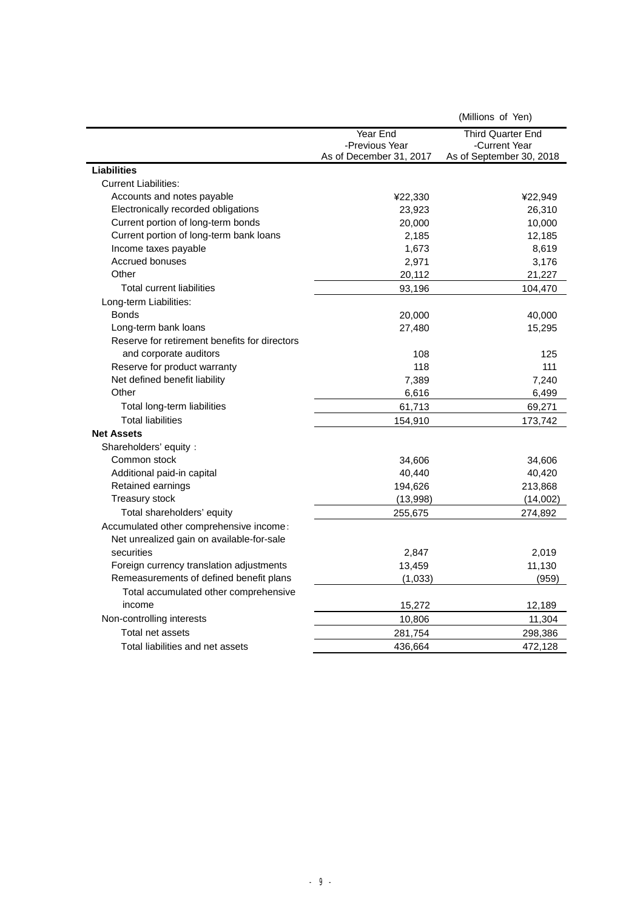(Millions of Yen)

| | Year End -Previous Year As of December 31, 2017 | Third Quarter End -Current Year As of September 30, 2018 |
|---|---|---|
| **Liabilities** | | |
| Current Liabilities: | | |
| Accounts and notes payable | ¥22,330 | ¥22,949 |
| Electronically recorded obligations | 23,923 | 26,310 |
| Current portion of long-term bonds | 20,000 | 10,000 |
| Current portion of long-term bank loans | 2,185 | 12,185 |
| Income taxes payable | 1,673 | 8,619 |
| Accrued bonuses | 2,971 | 3,176 |
| Other | 20,112 | 21,227 |
| Total current liabilities | 93,196 | 104,470 |
| Long-term Liabilities: | | |
| Bonds | 20,000 | 40,000 |
| Long-term bank loans | 27,480 | 15,295 |
| Reserve for retirement benefits for directors and corporate auditors | 108 | 125 |
| Reserve for product warranty | 118 | 111 |
| Net defined benefit liability | 7,389 | 7,240 |
| Other | 6,616 | 6,499 |
| Total long-term liabilities | 61,713 | 69,271 |
| Total liabilities | 154,910 | 173,742 |
| **Net Assets** | | |
| Shareholders' equity : | | |
| Common stock | 34,606 | 34,606 |
| Additional paid-in capital | 40,440 | 40,420 |
| Retained earnings | 194,626 | 213,868 |
| Treasury stock | (13,998) | (14,002) |
| Total shareholders' equity | 255,675 | 274,892 |
| Accumulated other comprehensive income : | | |
| Net unrealized gain on available-for-sale securities | 2,847 | 2,019 |
| Foreign currency translation adjustments | 13,459 | 11,130 |
| Remeasurements of defined benefit plans | (1,033) | (959) |
| Total accumulated other comprehensive income | 15,272 | 12,189 |
| Non-controlling interests | 10,806 | 11,304 |
| Total net assets | 281,754 | 298,386 |
| Total liabilities and net assets | 436,664 | 472,128 |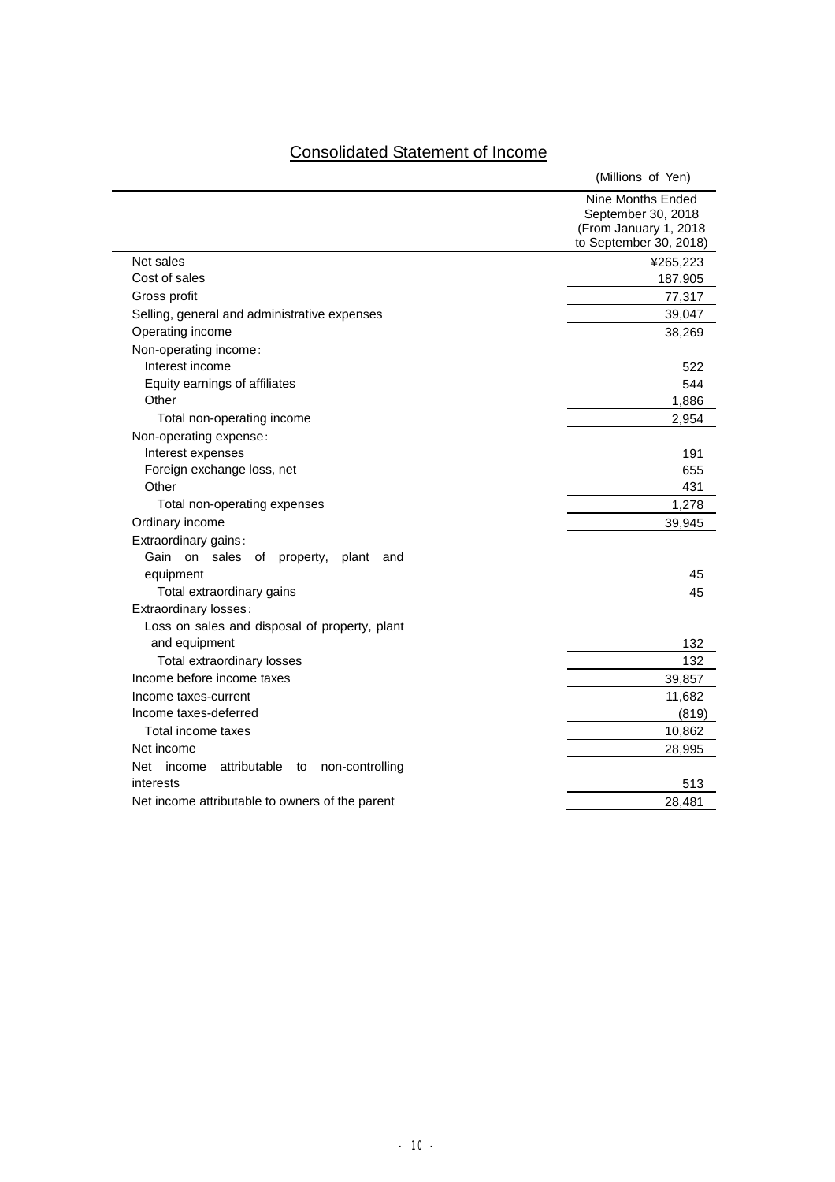# Consolidated Statement of Income

(Millions of Yen)

| | Nine Months Ended September 30, 2018 (From January 1, 2018 to September 30, 2018) |
|---|---|
| Net sales | ¥265,223 |
| Cost of sales | 187,905 |
| Gross profit | 77,317 |
| Selling, general and administrative expenses | 39,047 |
| Operating income | 38,269 |
| Non-operating income: | |
| Interest income | 522 |
| Equity earnings of affiliates | 544 |
| Other | 1,886 |
| Total non-operating income | 2,954 |
| Non-operating expense: | |
| Interest expenses | 191 |
| Foreign exchange loss, net | 655 |
| Other | 431 |
| Total non-operating expenses | 1,278 |
| Ordinary income | 39,945 |
| Extraordinary gains: | |
| Gain on sales of property, plant and equipment | 45 |
| Total extraordinary gains | 45 |
| Extraordinary losses: | |
| Loss on sales and disposal of property, plant and equipment | 132 |
| Total extraordinary losses | 132 |
| Income before income taxes | 39,857 |
| Income taxes-current | 11,682 |
| Income taxes-deferred | (819) |
| Total income taxes | 10,862 |
| Net income | 28,995 |
| Net income attributable to non-controlling interests | 513 |
| Net income attributable to owners of the parent | 28,481 |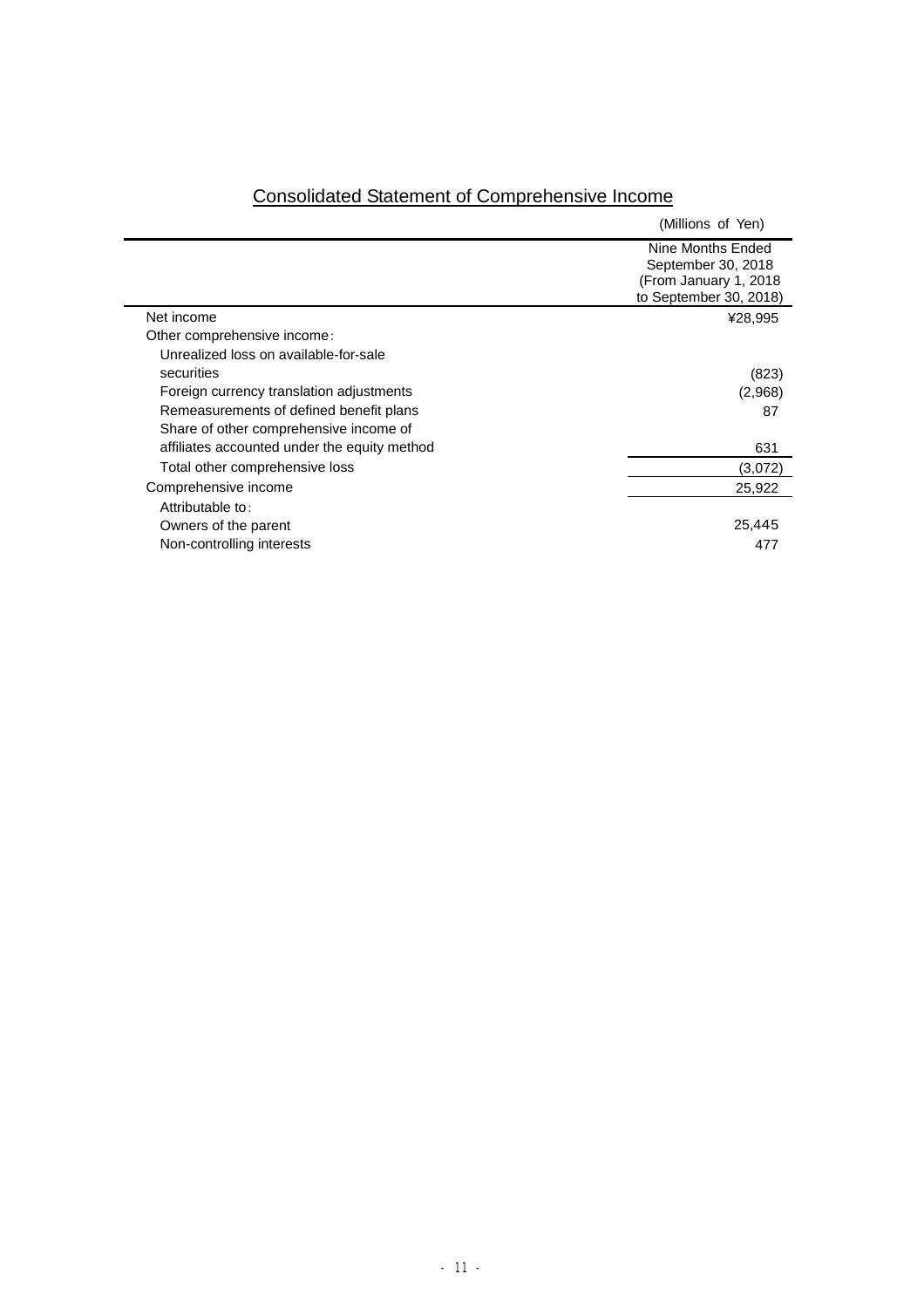# Consolidated Statement of Comprehensive Income

(Millions of Yen)

| | Nine Months Ended September 30, 2018 (From January 1, 2018 to September 30, 2018) |
|---|---|
| Net income | ¥28,995 |
| Other comprehensive income: | |
| Unrealized loss on available-for-sale securities | (823) |
| Foreign currency translation adjustments | (2,968) |
| Remeasurements of defined benefit plans | 87 |
| Share of other comprehensive income of affiliates accounted under the equity method | 631 |
| Total other comprehensive loss | (3,072) |
| Comprehensive income | 25,922 |
| Attributable to: | |
| Owners of the parent | 25,445 |
| Non-controlling interests | 477 |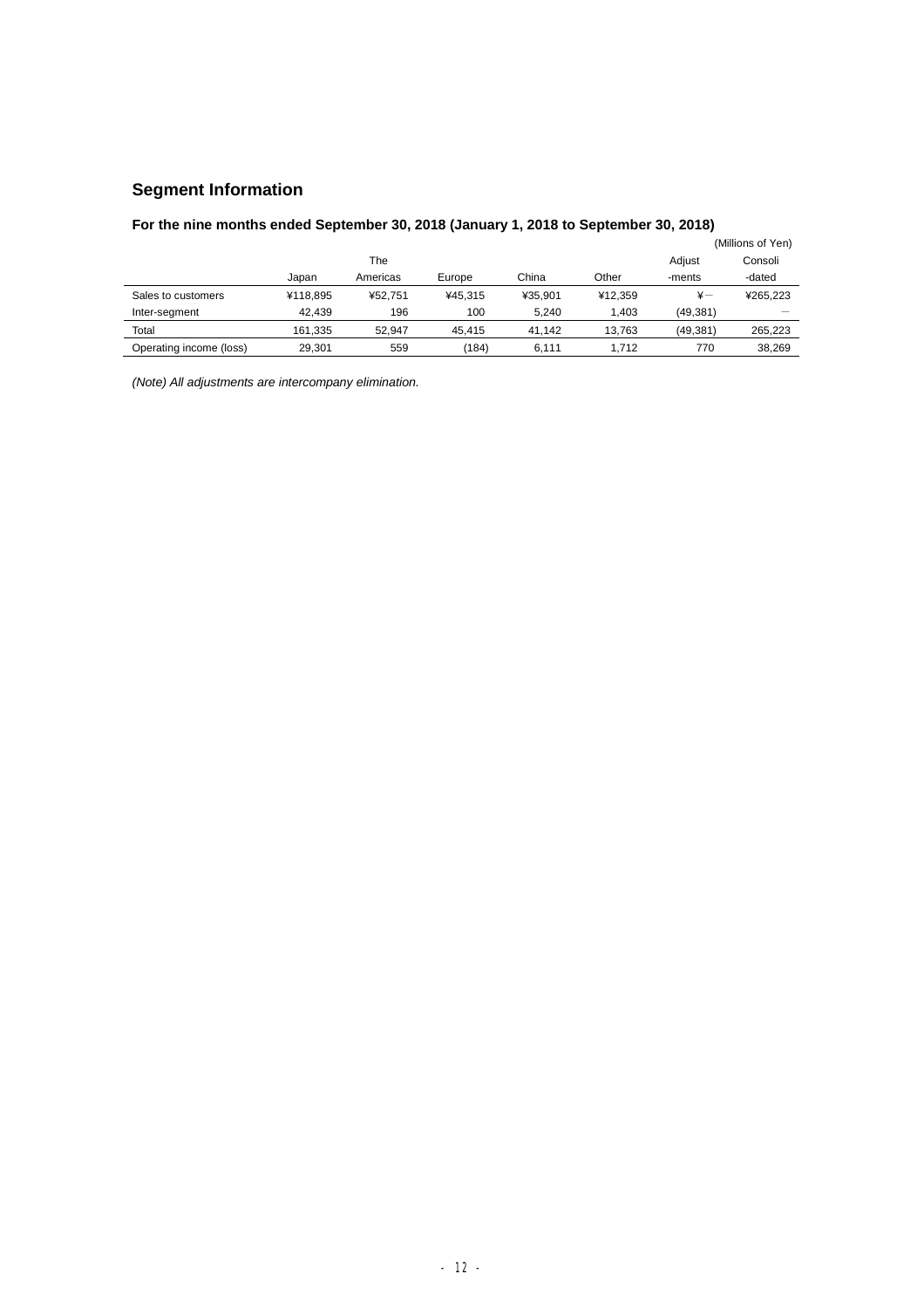## Segment Information

### For the nine months ended September 30, 2018 (January 1, 2018 to September 30, 2018)

(Millions of Yen)

| | Japan | The Americas | Europe | China | Other | Adjust -ments | Consoli -dated |
|---|---|---|---|---|---|---|---|
| Sales to customers | ¥118,895 | ¥52,751 | ¥45,315 | ¥35,901 | ¥12,359 | ¥— | ¥265,223 |
| Inter-segment | 42,439 | 196 | 100 | 5,240 | 1,403 | (49,381) | — |
| Total | 161,335 | 52,947 | 45,415 | 41,142 | 13,763 | (49,381) | 265,223 |
| Operating income (loss) | 29,301 | 559 | (184) | 6,111 | 1,712 | 770 | 38,269 |

*(Note) All adjustments are intercompany elimination.*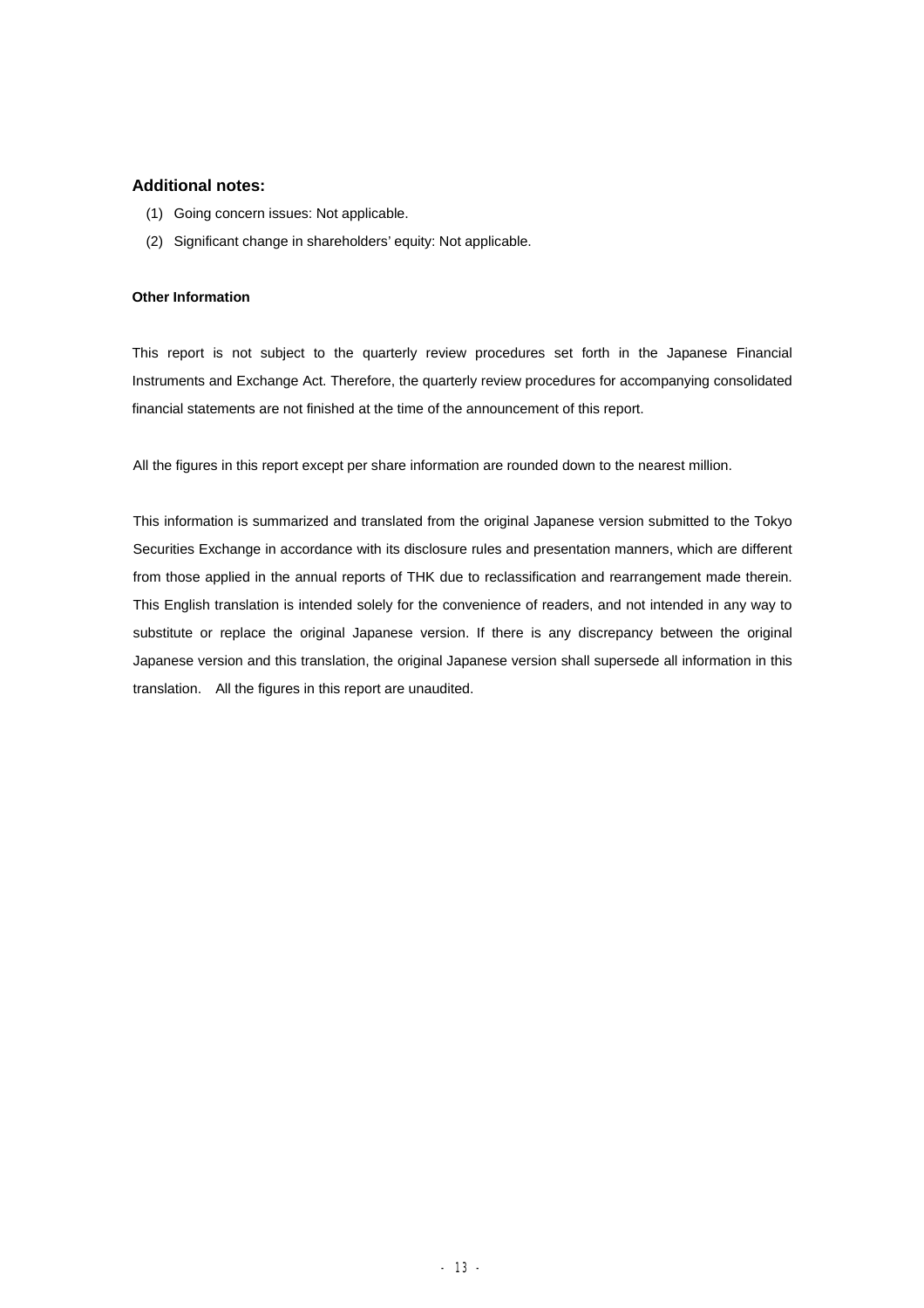### Additional notes:

(1) Going concern issues: Not applicable.

(2) Significant change in shareholders' equity: Not applicable.

#### Other Information

This report is not subject to the quarterly review procedures set forth in the Japanese Financial Instruments and Exchange Act. Therefore, the quarterly review procedures for accompanying consolidated financial statements are not finished at the time of the announcement of this report.

All the figures in this report except per share information are rounded down to the nearest million.

This information is summarized and translated from the original Japanese version submitted to the Tokyo Securities Exchange in accordance with its disclosure rules and presentation manners, which are different from those applied in the annual reports of THK due to reclassification and rearrangement made therein. This English translation is intended solely for the convenience of readers, and not intended in any way to substitute or replace the original Japanese version. If there is any discrepancy between the original Japanese version and this translation, the original Japanese version shall supersede all information in this translation.　All the figures in this report are unaudited.